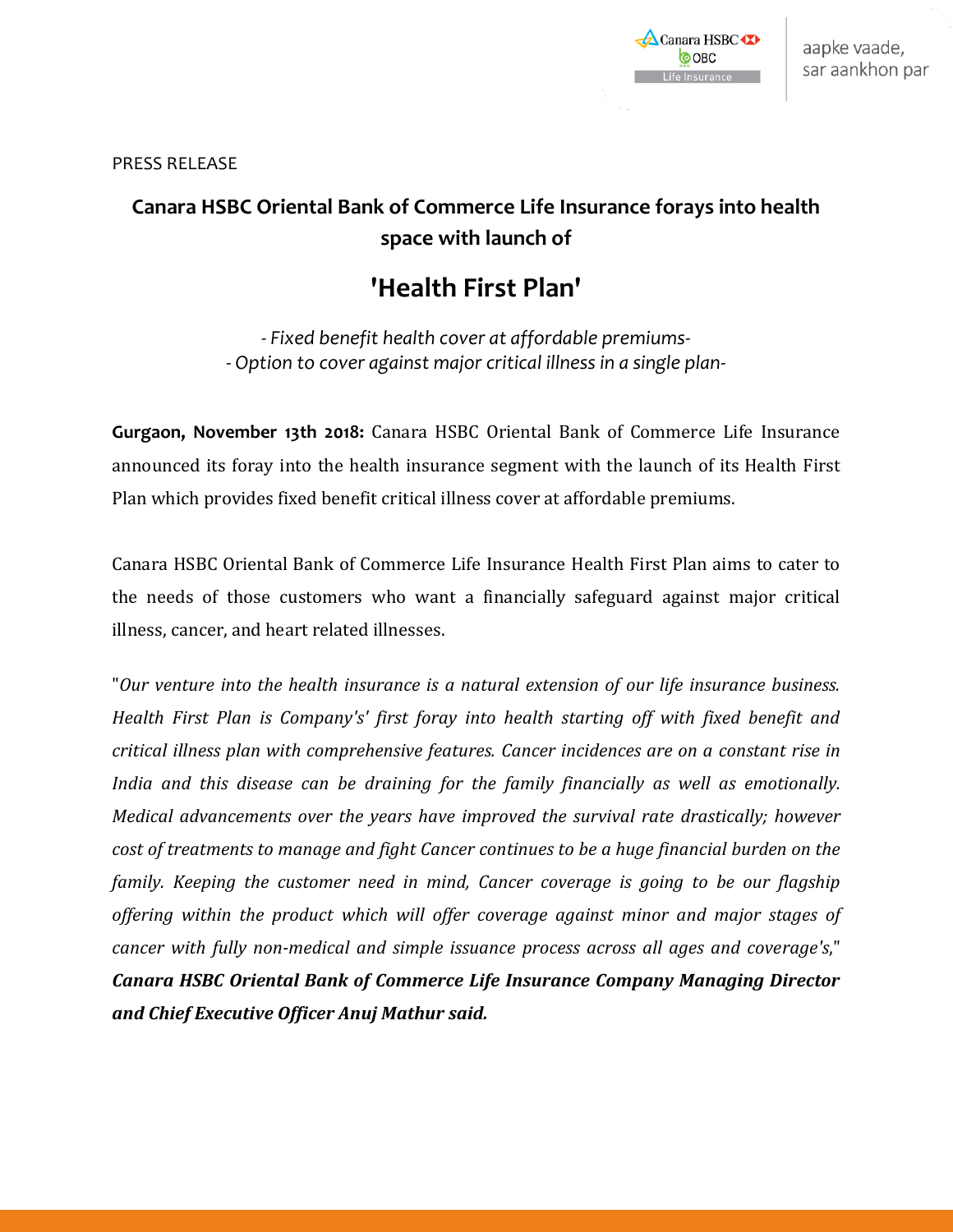PRESS RELEASE

# Canara HSBC Oriental Bank of Commerce Life Insurance forays into health space with launch of

# 'Health First Plan'

*- Fixed benefit health cover at affordable premiums-*
*- Option to cover against major critical illness in a single plan-*

**Gurgaon, November 13th 2018:** Canara HSBC Oriental Bank of Commerce Life Insurance announced its foray into the health insurance segment with the launch of its Health First Plan which provides fixed benefit critical illness cover at affordable premiums.

Canara HSBC Oriental Bank of Commerce Life Insurance Health First Plan aims to cater to the needs of those customers who want a financially safeguard against major critical illness, cancer, and heart related illnesses.

"*Our venture into the health insurance is a natural extension of our life insurance business. Health First Plan is Company's' first foray into health starting off with fixed benefit and critical illness plan with comprehensive features. Cancer incidences are on a constant rise in India and this disease can be draining for the family financially as well as emotionally. Medical advancements over the years have improved the survival rate drastically; however cost of treatments to manage and fight Cancer continues to be a huge financial burden on the family. Keeping the customer need in mind, Cancer coverage is going to be our flagship offering within the product which will offer coverage against minor and major stages of cancer with fully non-medical and simple issuance process across all ages and coverage's*," ***Canara HSBC Oriental Bank of Commerce Life Insurance Company Managing Director and Chief Executive Officer Anuj Mathur said.***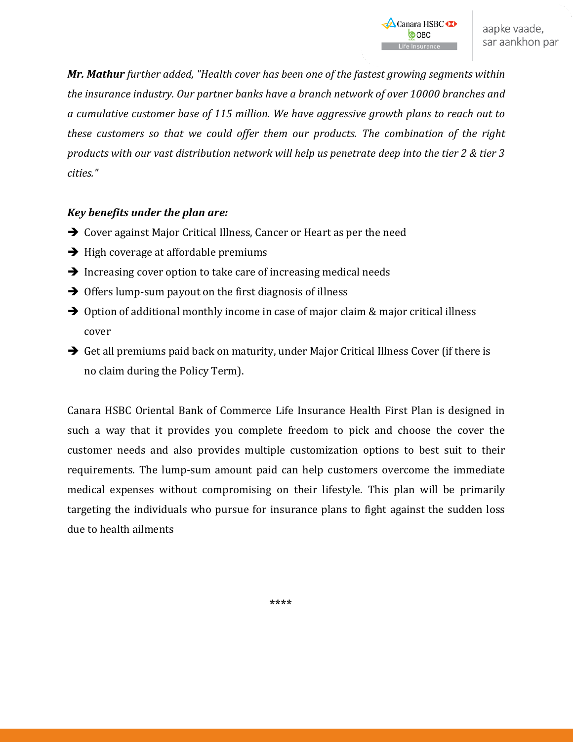***Mr. Mathur** further added, "Health cover has been one of the fastest growing segments within the insurance industry. Our partner banks have a branch network of over 10000 branches and a cumulative customer base of 115 million. We have aggressive growth plans to reach out to these customers so that we could offer them our products. The combination of the right products with our vast distribution network will help us penetrate deep into the tier 2 & tier 3 cities."*

***Key benefits under the plan are:***

- Cover against Major Critical Illness, Cancer or Heart as per the need
- High coverage at affordable premiums
- Increasing cover option to take care of increasing medical needs
- Offers lump-sum payout on the first diagnosis of illness
- Option of additional monthly income in case of major claim & major critical illness cover
- Get all premiums paid back on maturity, under Major Critical Illness Cover (if there is no claim during the Policy Term).

Canara HSBC Oriental Bank of Commerce Life Insurance Health First Plan is designed in such a way that it provides you complete freedom to pick and choose the cover the customer needs and also provides multiple customization options to best suit to their requirements. The lump-sum amount paid can help customers overcome the immediate medical expenses without compromising on their lifestyle. This plan will be primarily targeting the individuals who pursue for insurance plans to fight against the sudden loss due to health ailments

****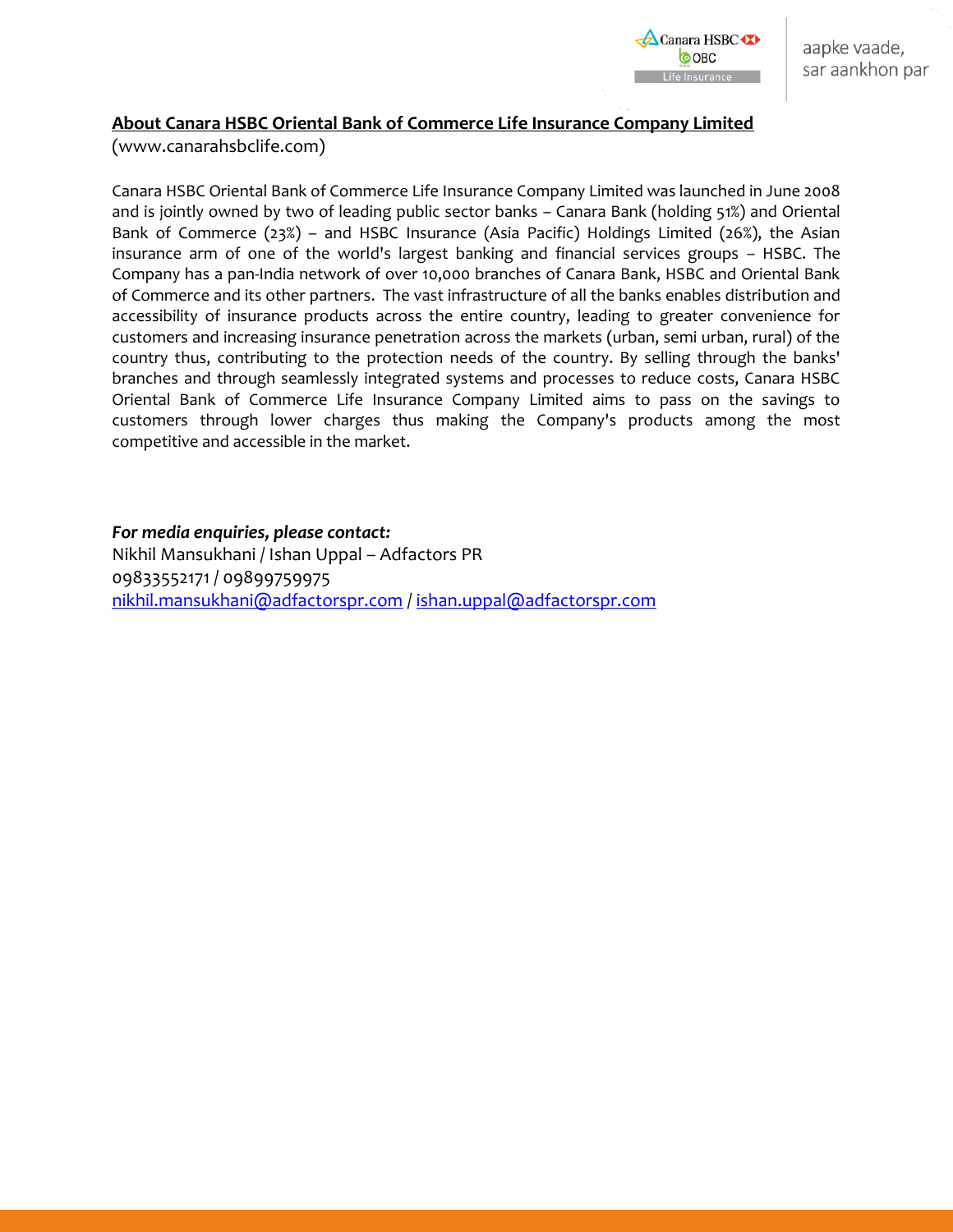## About Canara HSBC Oriental Bank of Commerce Life Insurance Company Limited

(www.canarahsbclife.com)

Canara HSBC Oriental Bank of Commerce Life Insurance Company Limited was launched in June 2008 and is jointly owned by two of leading public sector banks – Canara Bank (holding 51%) and Oriental Bank of Commerce (23%) – and HSBC Insurance (Asia Pacific) Holdings Limited (26%), the Asian insurance arm of one of the world's largest banking and financial services groups – HSBC. The Company has a pan-India network of over 10,000 branches of Canara Bank, HSBC and Oriental Bank of Commerce and its other partners. The vast infrastructure of all the banks enables distribution and accessibility of insurance products across the entire country, leading to greater convenience for customers and increasing insurance penetration across the markets (urban, semi urban, rural) of the country thus, contributing to the protection needs of the country. By selling through the banks' branches and through seamlessly integrated systems and processes to reduce costs, Canara HSBC Oriental Bank of Commerce Life Insurance Company Limited aims to pass on the savings to customers through lower charges thus making the Company's products among the most competitive and accessible in the market.

***For media enquiries, please contact:***

Nikhil Mansukhani / Ishan Uppal – Adfactors PR
09833552171 / 09899759975
nikhil.mansukhani@adfactorspr.com / ishan.uppal@adfactorspr.com